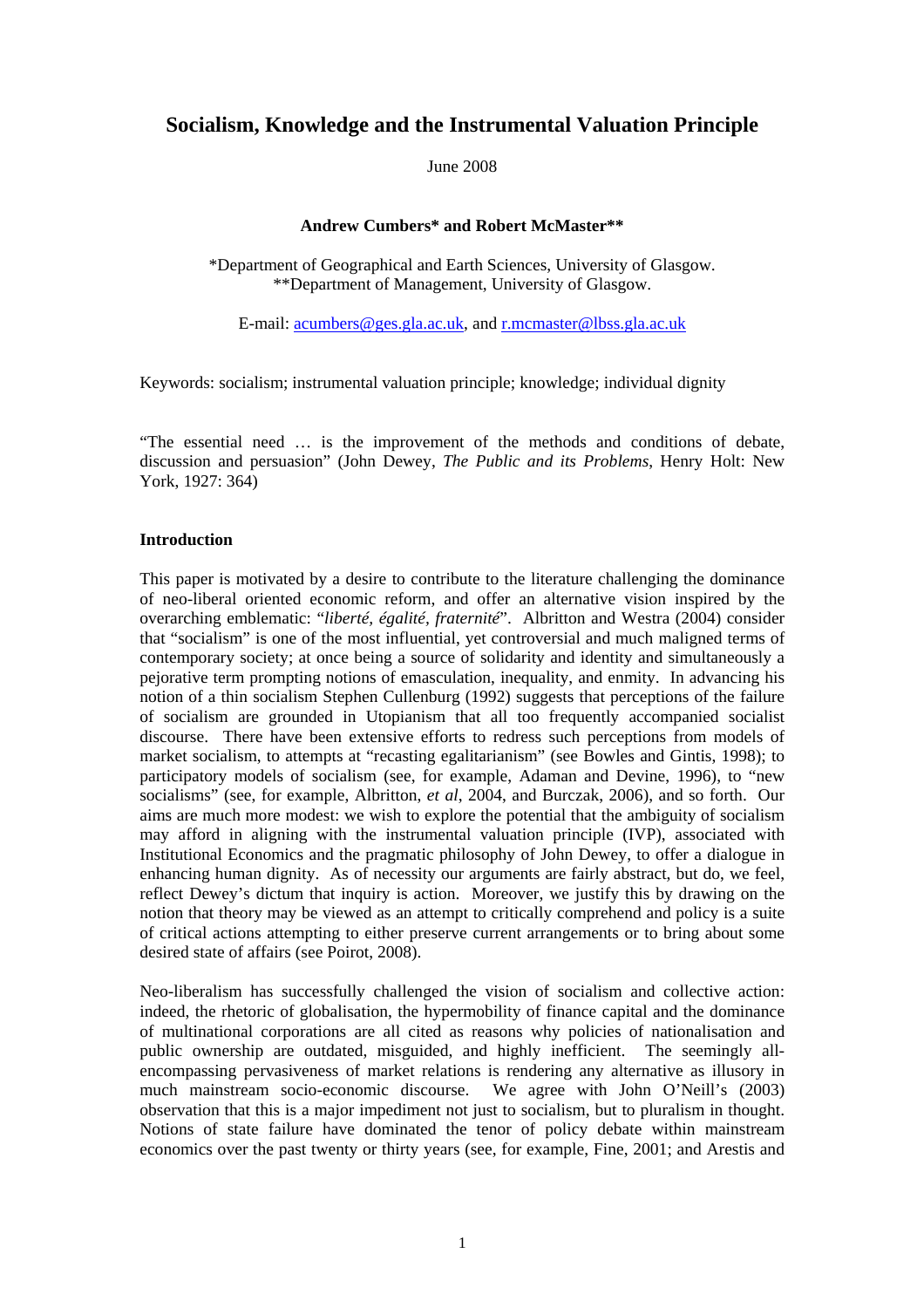# Socialism, Knowledge and the Instrumental Valuation Principle

June 2008

**Andrew Cumbers\* and Robert McMaster\*\***

\*Department of Geographical and Earth Sciences, University of Glasgow.
\*\*Department of Management, University of Glasgow.

E-mail: acumbers@ges.gla.ac.uk, and r.mcmaster@lbss.gla.ac.uk

Keywords: socialism; instrumental valuation principle; knowledge; individual dignity

"The essential need … is the improvement of the methods and conditions of debate, discussion and persuasion" (John Dewey, *The Public and its Problems*, Henry Holt: New York, 1927: 364)

**Introduction**

This paper is motivated by a desire to contribute to the literature challenging the dominance of neo-liberal oriented economic reform, and offer an alternative vision inspired by the overarching emblematic: "*liberté, égalité, fraternité*". Albritton and Westra (2004) consider that "socialism" is one of the most influential, yet controversial and much maligned terms of contemporary society; at once being a source of solidarity and identity and simultaneously a pejorative term prompting notions of emasculation, inequality, and enmity. In advancing his notion of a thin socialism Stephen Cullenburg (1992) suggests that perceptions of the failure of socialism are grounded in Utopianism that all too frequently accompanied socialist discourse. There have been extensive efforts to redress such perceptions from models of market socialism, to attempts at "recasting egalitarianism" (see Bowles and Gintis, 1998); to participatory models of socialism (see, for example, Adaman and Devine, 1996), to "new socialisms" (see, for example, Albritton, *et al*, 2004, and Burczak, 2006), and so forth. Our aims are much more modest: we wish to explore the potential that the ambiguity of socialism may afford in aligning with the instrumental valuation principle (IVP), associated with Institutional Economics and the pragmatic philosophy of John Dewey, to offer a dialogue in enhancing human dignity. As of necessity our arguments are fairly abstract, but do, we feel, reflect Dewey's dictum that inquiry is action. Moreover, we justify this by drawing on the notion that theory may be viewed as an attempt to critically comprehend and policy is a suite of critical actions attempting to either preserve current arrangements or to bring about some desired state of affairs (see Poirot, 2008).

Neo-liberalism has successfully challenged the vision of socialism and collective action: indeed, the rhetoric of globalisation, the hypermobility of finance capital and the dominance of multinational corporations are all cited as reasons why policies of nationalisation and public ownership are outdated, misguided, and highly inefficient. The seemingly all-encompassing pervasiveness of market relations is rendering any alternative as illusory in much mainstream socio-economic discourse. We agree with John O'Neill's (2003) observation that this is a major impediment not just to socialism, but to pluralism in thought. Notions of state failure have dominated the tenor of policy debate within mainstream economics over the past twenty or thirty years (see, for example, Fine, 2001; and Arestis and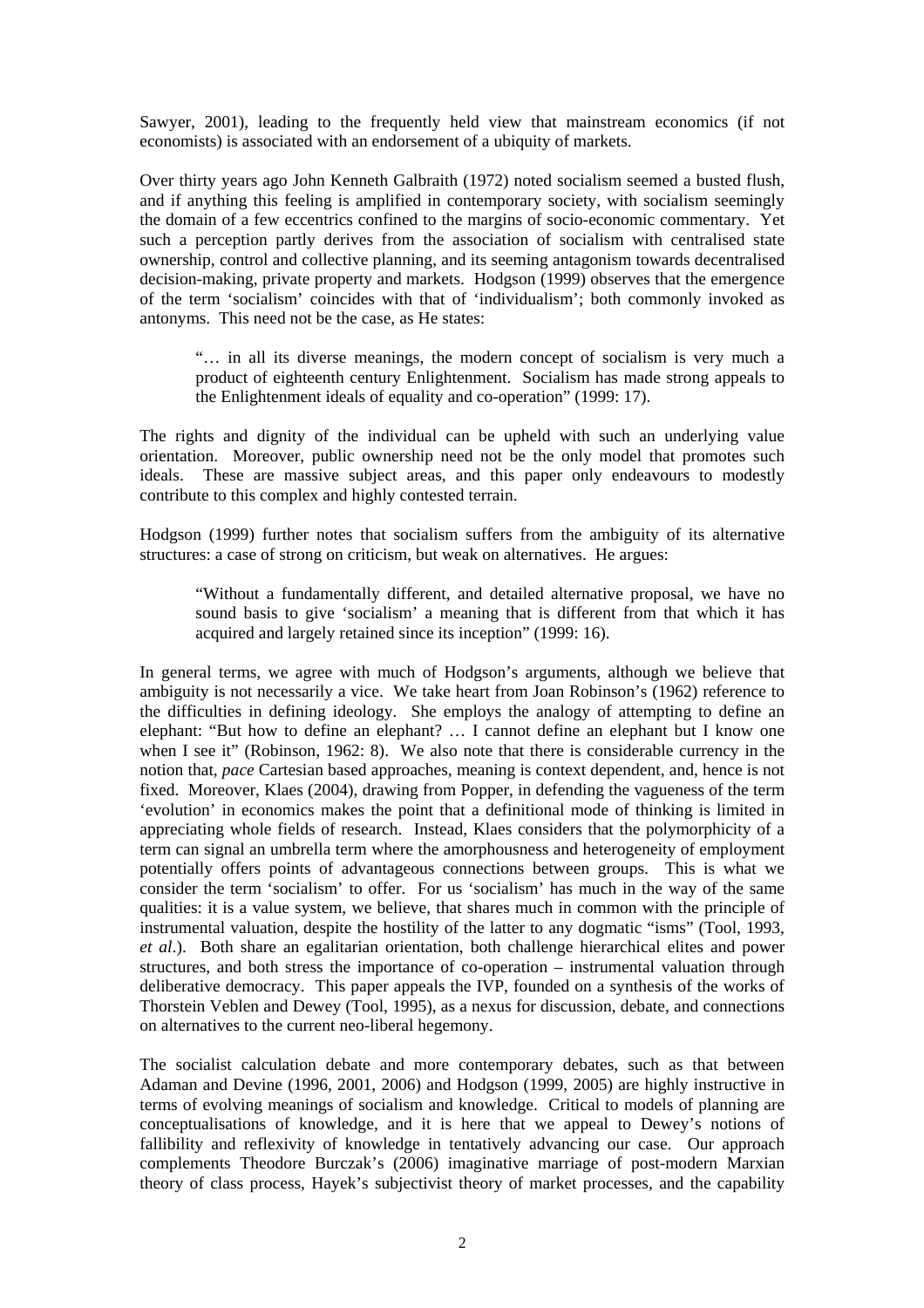Sawyer, 2001), leading to the frequently held view that mainstream economics (if not economists) is associated with an endorsement of a ubiquity of markets.

Over thirty years ago John Kenneth Galbraith (1972) noted socialism seemed a busted flush, and if anything this feeling is amplified in contemporary society, with socialism seemingly the domain of a few eccentrics confined to the margins of socio-economic commentary. Yet such a perception partly derives from the association of socialism with centralised state ownership, control and collective planning, and its seeming antagonism towards decentralised decision-making, private property and markets. Hodgson (1999) observes that the emergence of the term 'socialism' coincides with that of 'individualism'; both commonly invoked as antonyms. This need not be the case, as He states:

> "… in all its diverse meanings, the modern concept of socialism is very much a product of eighteenth century Enlightenment. Socialism has made strong appeals to the Enlightenment ideals of equality and co-operation" (1999: 17).

The rights and dignity of the individual can be upheld with such an underlying value orientation. Moreover, public ownership need not be the only model that promotes such ideals. These are massive subject areas, and this paper only endeavours to modestly contribute to this complex and highly contested terrain.

Hodgson (1999) further notes that socialism suffers from the ambiguity of its alternative structures: a case of strong on criticism, but weak on alternatives. He argues:

> "Without a fundamentally different, and detailed alternative proposal, we have no sound basis to give 'socialism' a meaning that is different from that which it has acquired and largely retained since its inception" (1999: 16).

In general terms, we agree with much of Hodgson's arguments, although we believe that ambiguity is not necessarily a vice. We take heart from Joan Robinson's (1962) reference to the difficulties in defining ideology. She employs the analogy of attempting to define an elephant: "But how to define an elephant? … I cannot define an elephant but I know one when I see it" (Robinson, 1962: 8). We also note that there is considerable currency in the notion that, *pace* Cartesian based approaches, meaning is context dependent, and, hence is not fixed. Moreover, Klaes (2004), drawing from Popper, in defending the vagueness of the term 'evolution' in economics makes the point that a definitional mode of thinking is limited in appreciating whole fields of research. Instead, Klaes considers that the polymorphicity of a term can signal an umbrella term where the amorphousness and heterogeneity of employment potentially offers points of advantageous connections between groups. This is what we consider the term 'socialism' to offer. For us 'socialism' has much in the way of the same qualities: it is a value system, we believe, that shares much in common with the principle of instrumental valuation, despite the hostility of the latter to any dogmatic "isms" (Tool, 1993, *et al*.). Both share an egalitarian orientation, both challenge hierarchical elites and power structures, and both stress the importance of co-operation – instrumental valuation through deliberative democracy. This paper appeals the IVP, founded on a synthesis of the works of Thorstein Veblen and Dewey (Tool, 1995), as a nexus for discussion, debate, and connections on alternatives to the current neo-liberal hegemony.

The socialist calculation debate and more contemporary debates, such as that between Adaman and Devine (1996, 2001, 2006) and Hodgson (1999, 2005) are highly instructive in terms of evolving meanings of socialism and knowledge. Critical to models of planning are conceptualisations of knowledge, and it is here that we appeal to Dewey's notions of fallibility and reflexivity of knowledge in tentatively advancing our case. Our approach complements Theodore Burczak's (2006) imaginative marriage of post-modern Marxian theory of class process, Hayek's subjectivist theory of market processes, and the capability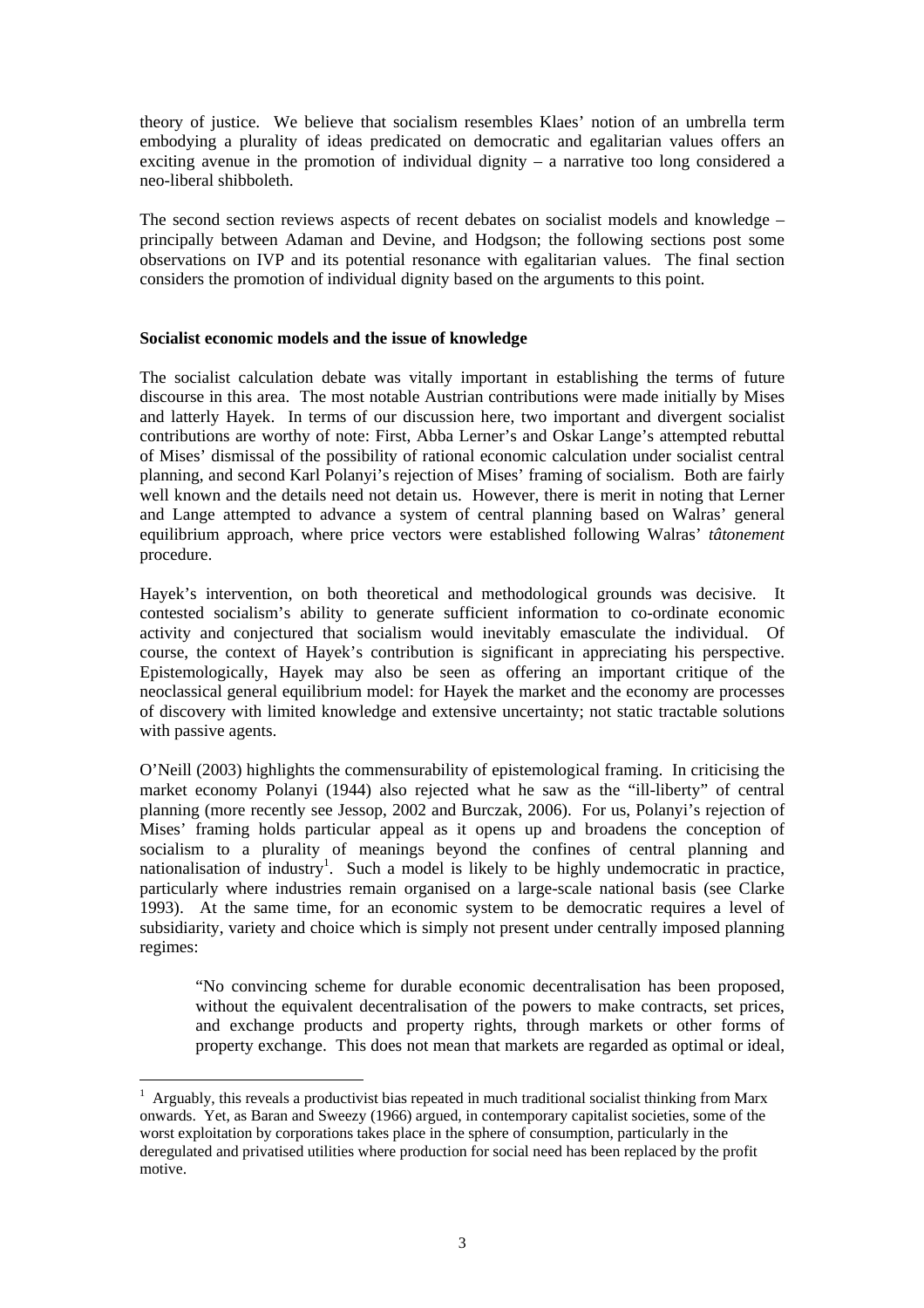theory of justice. We believe that socialism resembles Klaes' notion of an umbrella term embodying a plurality of ideas predicated on democratic and egalitarian values offers an exciting avenue in the promotion of individual dignity – a narrative too long considered a neo-liberal shibboleth.

The second section reviews aspects of recent debates on socialist models and knowledge – principally between Adaman and Devine, and Hodgson; the following sections post some observations on IVP and its potential resonance with egalitarian values. The final section considers the promotion of individual dignity based on the arguments to this point.

**Socialist economic models and the issue of knowledge**

The socialist calculation debate was vitally important in establishing the terms of future discourse in this area. The most notable Austrian contributions were made initially by Mises and latterly Hayek. In terms of our discussion here, two important and divergent socialist contributions are worthy of note: First, Abba Lerner's and Oskar Lange's attempted rebuttal of Mises' dismissal of the possibility of rational economic calculation under socialist central planning, and second Karl Polanyi's rejection of Mises' framing of socialism. Both are fairly well known and the details need not detain us. However, there is merit in noting that Lerner and Lange attempted to advance a system of central planning based on Walras' general equilibrium approach, where price vectors were established following Walras' *tâtonement* procedure.

Hayek's intervention, on both theoretical and methodological grounds was decisive. It contested socialism's ability to generate sufficient information to co-ordinate economic activity and conjectured that socialism would inevitably emasculate the individual. Of course, the context of Hayek's contribution is significant in appreciating his perspective. Epistemologically, Hayek may also be seen as offering an important critique of the neoclassical general equilibrium model: for Hayek the market and the economy are processes of discovery with limited knowledge and extensive uncertainty; not static tractable solutions with passive agents.

O'Neill (2003) highlights the commensurability of epistemological framing. In criticising the market economy Polanyi (1944) also rejected what he saw as the "ill-liberty" of central planning (more recently see Jessop, 2002 and Burczak, 2006). For us, Polanyi's rejection of Mises' framing holds particular appeal as it opens up and broadens the conception of socialism to a plurality of meanings beyond the confines of central planning and nationalisation of industry[1]. Such a model is likely to be highly undemocratic in practice, particularly where industries remain organised on a large-scale national basis (see Clarke 1993). At the same time, for an economic system to be democratic requires a level of subsidiarity, variety and choice which is simply not present under centrally imposed planning regimes:

> "No convincing scheme for durable economic decentralisation has been proposed, without the equivalent decentralisation of the powers to make contracts, set prices, and exchange products and property rights, through markets or other forms of property exchange. This does not mean that markets are regarded as optimal or ideal,

[1] Arguably, this reveals a productivist bias repeated in much traditional socialist thinking from Marx onwards. Yet, as Baran and Sweezy (1966) argued, in contemporary capitalist societies, some of the worst exploitation by corporations takes place in the sphere of consumption, particularly in the deregulated and privatised utilities where production for social need has been replaced by the profit motive.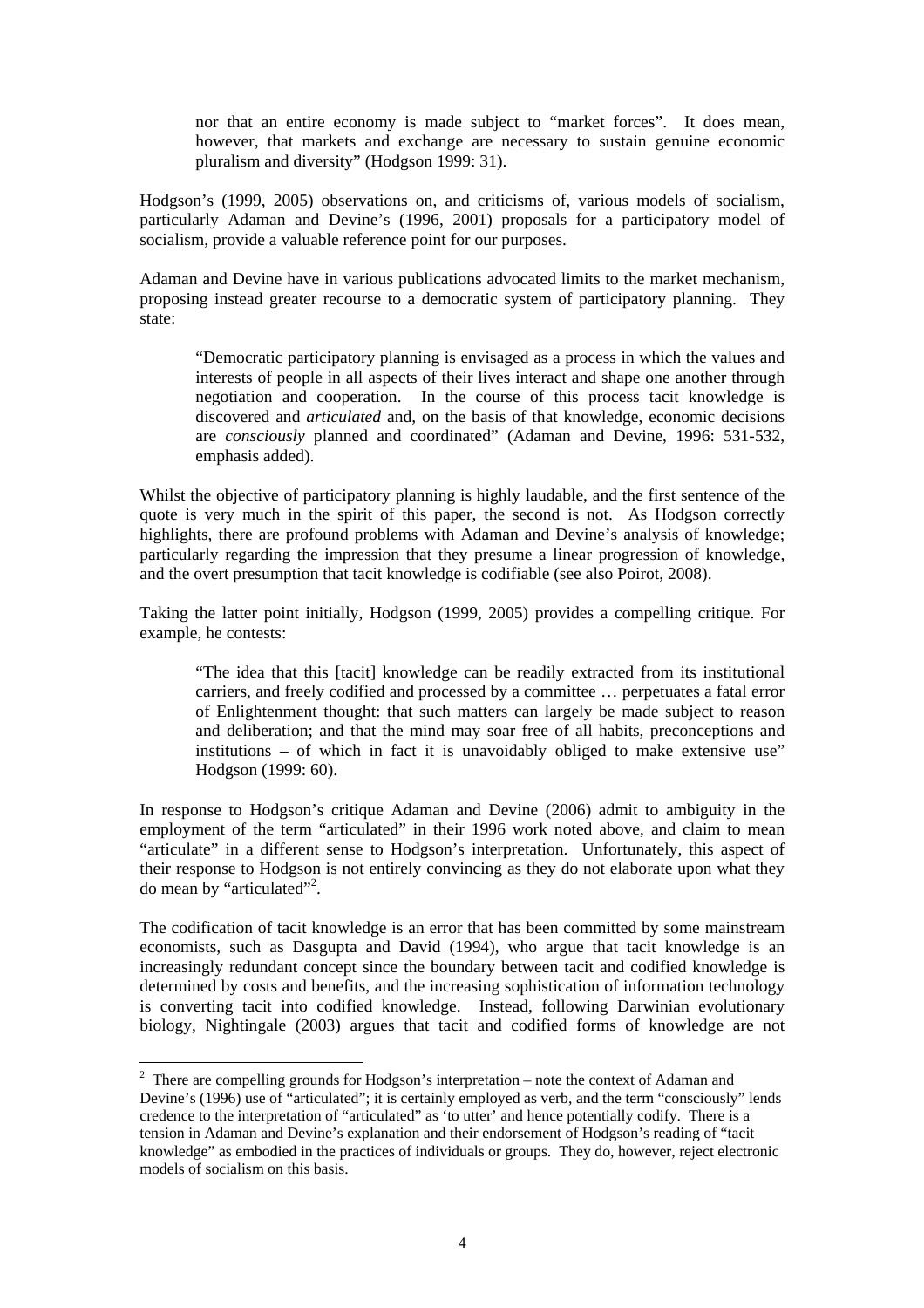> nor that an entire economy is made subject to "market forces". It does mean, however, that markets and exchange are necessary to sustain genuine economic pluralism and diversity" (Hodgson 1999: 31).

Hodgson's (1999, 2005) observations on, and criticisms of, various models of socialism, particularly Adaman and Devine's (1996, 2001) proposals for a participatory model of socialism, provide a valuable reference point for our purposes.

Adaman and Devine have in various publications advocated limits to the market mechanism, proposing instead greater recourse to a democratic system of participatory planning. They state:

> "Democratic participatory planning is envisaged as a process in which the values and interests of people in all aspects of their lives interact and shape one another through negotiation and cooperation. In the course of this process tacit knowledge is discovered and *articulated* and, on the basis of that knowledge, economic decisions are *consciously* planned and coordinated" (Adaman and Devine, 1996: 531-532, emphasis added).

Whilst the objective of participatory planning is highly laudable, and the first sentence of the quote is very much in the spirit of this paper, the second is not. As Hodgson correctly highlights, there are profound problems with Adaman and Devine's analysis of knowledge; particularly regarding the impression that they presume a linear progression of knowledge, and the overt presumption that tacit knowledge is codifiable (see also Poirot, 2008).

Taking the latter point initially, Hodgson (1999, 2005) provides a compelling critique. For example, he contests:

> "The idea that this [tacit] knowledge can be readily extracted from its institutional carriers, and freely codified and processed by a committee … perpetuates a fatal error of Enlightenment thought: that such matters can largely be made subject to reason and deliberation; and that the mind may soar free of all habits, preconceptions and institutions – of which in fact it is unavoidably obliged to make extensive use" Hodgson (1999: 60).

In response to Hodgson's critique Adaman and Devine (2006) admit to ambiguity in the employment of the term "articulated" in their 1996 work noted above, and claim to mean "articulate" in a different sense to Hodgson's interpretation. Unfortunately, this aspect of their response to Hodgson is not entirely convincing as they do not elaborate upon what they do mean by "articulated"[2].

The codification of tacit knowledge is an error that has been committed by some mainstream economists, such as Dasgupta and David (1994), who argue that tacit knowledge is an increasingly redundant concept since the boundary between tacit and codified knowledge is determined by costs and benefits, and the increasing sophistication of information technology is converting tacit into codified knowledge. Instead, following Darwinian evolutionary biology, Nightingale (2003) argues that tacit and codified forms of knowledge are not

---

[2] There are compelling grounds for Hodgson's interpretation – note the context of Adaman and Devine's (1996) use of "articulated"; it is certainly employed as verb, and the term "consciously" lends credence to the interpretation of "articulated" as 'to utter' and hence potentially codify. There is a tension in Adaman and Devine's explanation and their endorsement of Hodgson's reading of "tacit knowledge" as embodied in the practices of individuals or groups. They do, however, reject electronic models of socialism on this basis.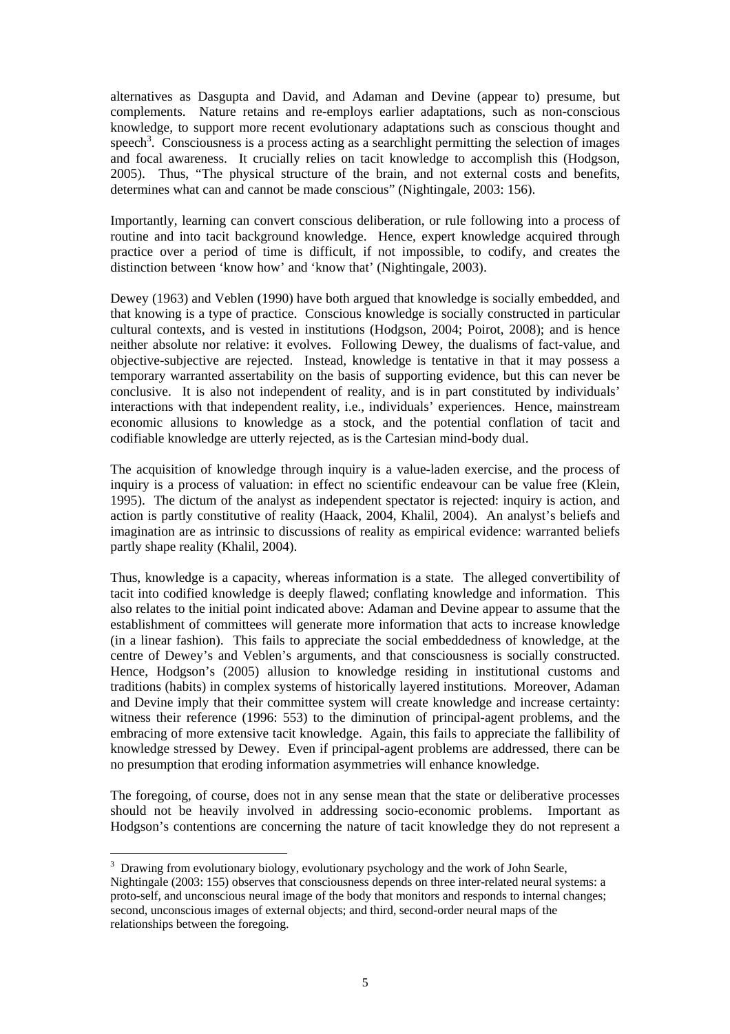alternatives as Dasgupta and David, and Adaman and Devine (appear to) presume, but complements. Nature retains and re-employs earlier adaptations, such as non-conscious knowledge, to support more recent evolutionary adaptations such as conscious thought and speech[3]. Consciousness is a process acting as a searchlight permitting the selection of images and focal awareness. It crucially relies on tacit knowledge to accomplish this (Hodgson, 2005). Thus, "The physical structure of the brain, and not external costs and benefits, determines what can and cannot be made conscious" (Nightingale, 2003: 156).

Importantly, learning can convert conscious deliberation, or rule following into a process of routine and into tacit background knowledge. Hence, expert knowledge acquired through practice over a period of time is difficult, if not impossible, to codify, and creates the distinction between 'know how' and 'know that' (Nightingale, 2003).

Dewey (1963) and Veblen (1990) have both argued that knowledge is socially embedded, and that knowing is a type of practice. Conscious knowledge is socially constructed in particular cultural contexts, and is vested in institutions (Hodgson, 2004; Poirot, 2008); and is hence neither absolute nor relative: it evolves. Following Dewey, the dualisms of fact-value, and objective-subjective are rejected. Instead, knowledge is tentative in that it may possess a temporary warranted assertability on the basis of supporting evidence, but this can never be conclusive. It is also not independent of reality, and is in part constituted by individuals' interactions with that independent reality, i.e., individuals' experiences. Hence, mainstream economic allusions to knowledge as a stock, and the potential conflation of tacit and codifiable knowledge are utterly rejected, as is the Cartesian mind-body dual.

The acquisition of knowledge through inquiry is a value-laden exercise, and the process of inquiry is a process of valuation: in effect no scientific endeavour can be value free (Klein, 1995). The dictum of the analyst as independent spectator is rejected: inquiry is action, and action is partly constitutive of reality (Haack, 2004, Khalil, 2004). An analyst's beliefs and imagination are as intrinsic to discussions of reality as empirical evidence: warranted beliefs partly shape reality (Khalil, 2004).

Thus, knowledge is a capacity, whereas information is a state. The alleged convertibility of tacit into codified knowledge is deeply flawed; conflating knowledge and information. This also relates to the initial point indicated above: Adaman and Devine appear to assume that the establishment of committees will generate more information that acts to increase knowledge (in a linear fashion). This fails to appreciate the social embeddedness of knowledge, at the centre of Dewey's and Veblen's arguments, and that consciousness is socially constructed. Hence, Hodgson's (2005) allusion to knowledge residing in institutional customs and traditions (habits) in complex systems of historically layered institutions. Moreover, Adaman and Devine imply that their committee system will create knowledge and increase certainty: witness their reference (1996: 553) to the diminution of principal-agent problems, and the embracing of more extensive tacit knowledge. Again, this fails to appreciate the fallibility of knowledge stressed by Dewey. Even if principal-agent problems are addressed, there can be no presumption that eroding information asymmetries will enhance knowledge.

The foregoing, of course, does not in any sense mean that the state or deliberative processes should not be heavily involved in addressing socio-economic problems. Important as Hodgson's contentions are concerning the nature of tacit knowledge they do not represent a

---

[3] Drawing from evolutionary biology, evolutionary psychology and the work of John Searle, Nightingale (2003: 155) observes that consciousness depends on three inter-related neural systems: a proto-self, and unconscious neural image of the body that monitors and responds to internal changes; second, unconscious images of external objects; and third, second-order neural maps of the relationships between the foregoing.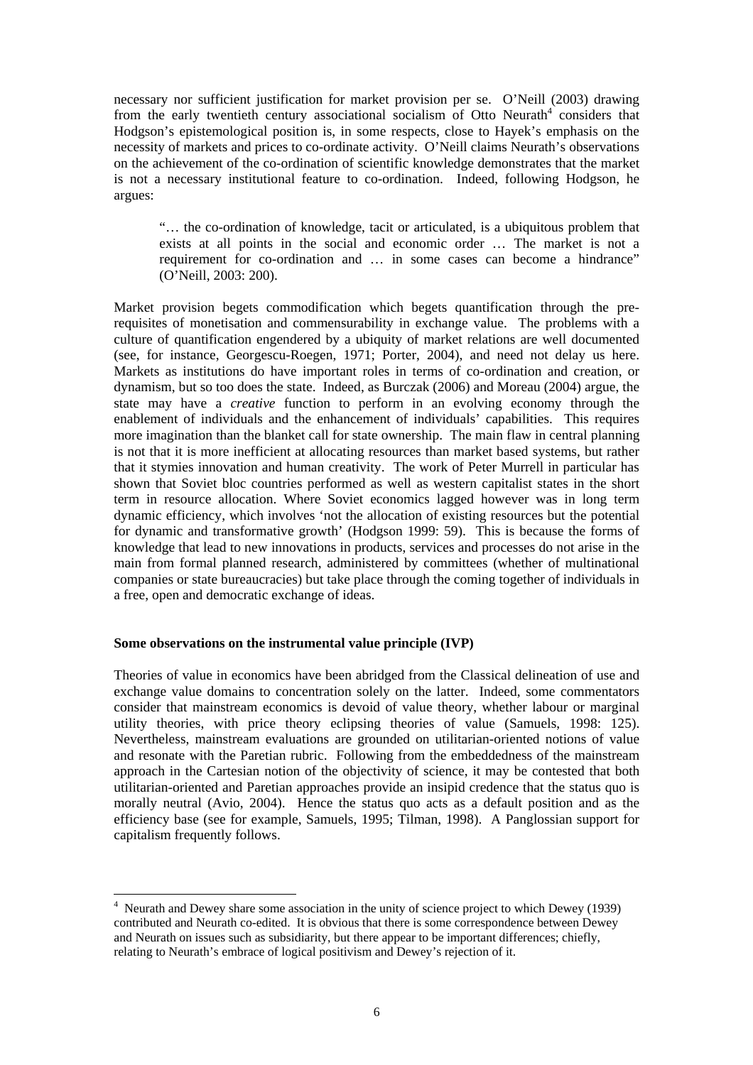necessary nor sufficient justification for market provision per se. O'Neill (2003) drawing from the early twentieth century associational socialism of Otto Neurath[4] considers that Hodgson's epistemological position is, in some respects, close to Hayek's emphasis on the necessity of markets and prices to co-ordinate activity. O'Neill claims Neurath's observations on the achievement of the co-ordination of scientific knowledge demonstrates that the market is not a necessary institutional feature to co-ordination. Indeed, following Hodgson, he argues:

> "… the co-ordination of knowledge, tacit or articulated, is a ubiquitous problem that exists at all points in the social and economic order … The market is not a requirement for co-ordination and … in some cases can become a hindrance" (O'Neill, 2003: 200).

Market provision begets commodification which begets quantification through the pre-requisites of monetisation and commensurability in exchange value. The problems with a culture of quantification engendered by a ubiquity of market relations are well documented (see, for instance, Georgescu-Roegen, 1971; Porter, 2004), and need not delay us here. Markets as institutions do have important roles in terms of co-ordination and creation, or dynamism, but so too does the state. Indeed, as Burczak (2006) and Moreau (2004) argue, the state may have a *creative* function to perform in an evolving economy through the enablement of individuals and the enhancement of individuals' capabilities. This requires more imagination than the blanket call for state ownership. The main flaw in central planning is not that it is more inefficient at allocating resources than market based systems, but rather that it stymies innovation and human creativity. The work of Peter Murrell in particular has shown that Soviet bloc countries performed as well as western capitalist states in the short term in resource allocation. Where Soviet economics lagged however was in long term dynamic efficiency, which involves 'not the allocation of existing resources but the potential for dynamic and transformative growth' (Hodgson 1999: 59). This is because the forms of knowledge that lead to new innovations in products, services and processes do not arise in the main from formal planned research, administered by committees (whether of multinational companies or state bureaucracies) but take place through the coming together of individuals in a free, open and democratic exchange of ideas.

**Some observations on the instrumental value principle (IVP)**

Theories of value in economics have been abridged from the Classical delineation of use and exchange value domains to concentration solely on the latter. Indeed, some commentators consider that mainstream economics is devoid of value theory, whether labour or marginal utility theories, with price theory eclipsing theories of value (Samuels, 1998: 125). Nevertheless, mainstream evaluations are grounded on utilitarian-oriented notions of value and resonate with the Paretian rubric. Following from the embeddedness of the mainstream approach in the Cartesian notion of the objectivity of science, it may be contested that both utilitarian-oriented and Paretian approaches provide an insipid credence that the status quo is morally neutral (Avio, 2004). Hence the status quo acts as a default position and as the efficiency base (see for example, Samuels, 1995; Tilman, 1998). A Panglossian support for capitalism frequently follows.

[4] Neurath and Dewey share some association in the unity of science project to which Dewey (1939) contributed and Neurath co-edited. It is obvious that there is some correspondence between Dewey and Neurath on issues such as subsidiarity, but there appear to be important differences; chiefly, relating to Neurath's embrace of logical positivism and Dewey's rejection of it.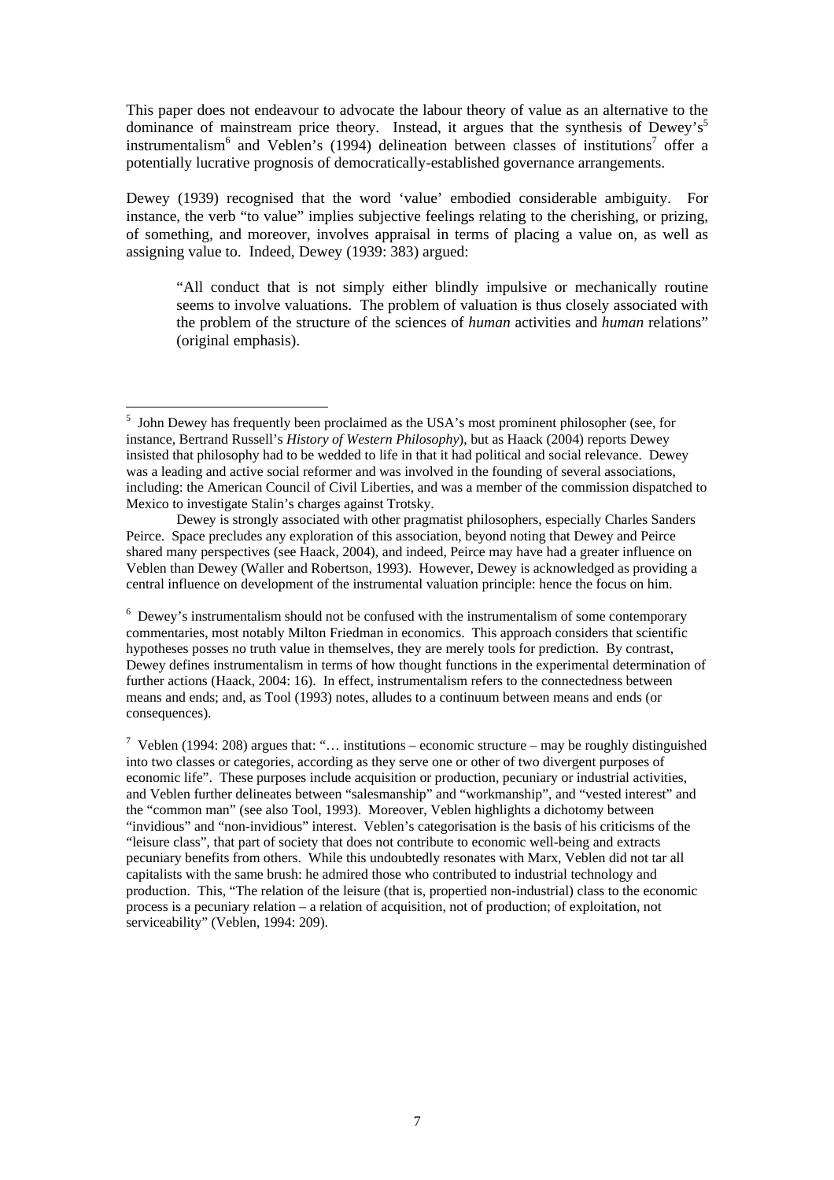This paper does not endeavour to advocate the labour theory of value as an alternative to the dominance of mainstream price theory. Instead, it argues that the synthesis of Dewey's[5] instrumentalism[6] and Veblen's (1994) delineation between classes of institutions[7] offer a potentially lucrative prognosis of democratically-established governance arrangements.

Dewey (1939) recognised that the word 'value' embodied considerable ambiguity. For instance, the verb "to value" implies subjective feelings relating to the cherishing, or prizing, of something, and moreover, involves appraisal in terms of placing a value on, as well as assigning value to. Indeed, Dewey (1939: 383) argued:

> "All conduct that is not simply either blindly impulsive or mechanically routine seems to involve valuations. The problem of valuation is thus closely associated with the problem of the structure of the sciences of *human* activities and *human* relations" (original emphasis).

---

[5] John Dewey has frequently been proclaimed as the USA's most prominent philosopher (see, for instance, Bertrand Russell's *History of Western Philosophy*), but as Haack (2004) reports Dewey insisted that philosophy had to be wedded to life in that it had political and social relevance. Dewey was a leading and active social reformer and was involved in the founding of several associations, including: the American Council of Civil Liberties, and was a member of the commission dispatched to Mexico to investigate Stalin's charges against Trotsky.

Dewey is strongly associated with other pragmatist philosophers, especially Charles Sanders Peirce. Space precludes any exploration of this association, beyond noting that Dewey and Peirce shared many perspectives (see Haack, 2004), and indeed, Peirce may have had a greater influence on Veblen than Dewey (Waller and Robertson, 1993). However, Dewey is acknowledged as providing a central influence on development of the instrumental valuation principle: hence the focus on him.

[6] Dewey's instrumentalism should not be confused with the instrumentalism of some contemporary commentaries, most notably Milton Friedman in economics. This approach considers that scientific hypotheses posses no truth value in themselves, they are merely tools for prediction. By contrast, Dewey defines instrumentalism in terms of how thought functions in the experimental determination of further actions (Haack, 2004: 16). In effect, instrumentalism refers to the connectedness between means and ends; and, as Tool (1993) notes, alludes to a continuum between means and ends (or consequences).

[7] Veblen (1994: 208) argues that: "… institutions – economic structure – may be roughly distinguished into two classes or categories, according as they serve one or other of two divergent purposes of economic life". These purposes include acquisition or production, pecuniary or industrial activities, and Veblen further delineates between "salesmanship" and "workmanship", and "vested interest" and the "common man" (see also Tool, 1993). Moreover, Veblen highlights a dichotomy between "invidious" and "non-invidious" interest. Veblen's categorisation is the basis of his criticisms of the "leisure class", that part of society that does not contribute to economic well-being and extracts pecuniary benefits from others. While this undoubtedly resonates with Marx, Veblen did not tar all capitalists with the same brush: he admired those who contributed to industrial technology and production. This, "The relation of the leisure (that is, propertied non-industrial) class to the economic process is a pecuniary relation – a relation of acquisition, not of production; of exploitation, not serviceability" (Veblen, 1994: 209).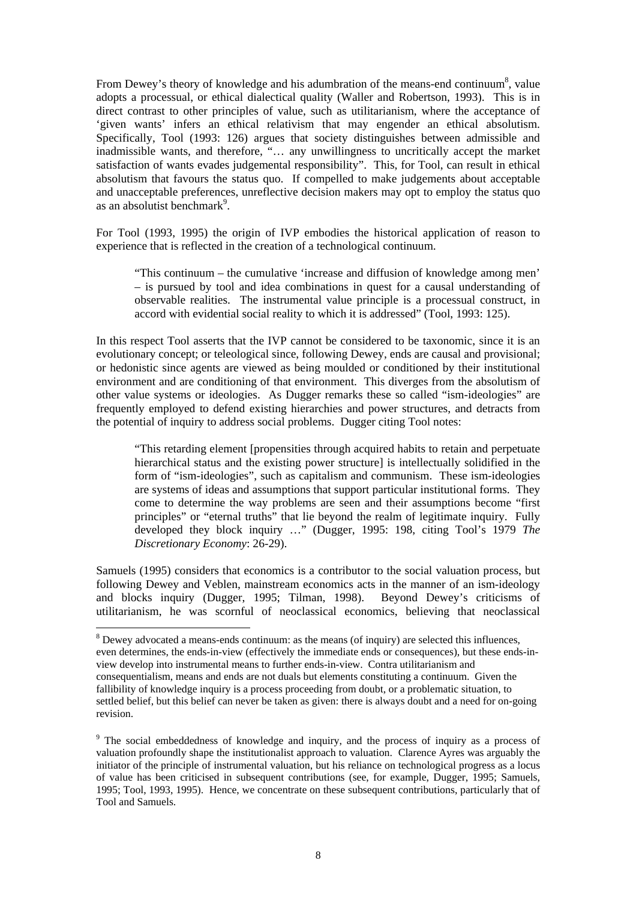From Dewey's theory of knowledge and his adumbration of the means-end continuum[8], value adopts a processual, or ethical dialectical quality (Waller and Robertson, 1993). This is in direct contrast to other principles of value, such as utilitarianism, where the acceptance of 'given wants' infers an ethical relativism that may engender an ethical absolutism. Specifically, Tool (1993: 126) argues that society distinguishes between admissible and inadmissible wants, and therefore, "… any unwillingness to uncritically accept the market satisfaction of wants evades judgemental responsibility". This, for Tool, can result in ethical absolutism that favours the status quo. If compelled to make judgements about acceptable and unacceptable preferences, unreflective decision makers may opt to employ the status quo as an absolutist benchmark[9].

For Tool (1993, 1995) the origin of IVP embodies the historical application of reason to experience that is reflected in the creation of a technological continuum.

> "This continuum – the cumulative 'increase and diffusion of knowledge among men' – is pursued by tool and idea combinations in quest for a causal understanding of observable realities. The instrumental value principle is a processual construct, in accord with evidential social reality to which it is addressed" (Tool, 1993: 125).

In this respect Tool asserts that the IVP cannot be considered to be taxonomic, since it is an evolutionary concept; or teleological since, following Dewey, ends are causal and provisional; or hedonistic since agents are viewed as being moulded or conditioned by their institutional environment and are conditioning of that environment. This diverges from the absolutism of other value systems or ideologies. As Dugger remarks these so called "ism-ideologies" are frequently employed to defend existing hierarchies and power structures, and detracts from the potential of inquiry to address social problems. Dugger citing Tool notes:

> "This retarding element [propensities through acquired habits to retain and perpetuate hierarchical status and the existing power structure] is intellectually solidified in the form of "ism-ideologies", such as capitalism and communism. These ism-ideologies are systems of ideas and assumptions that support particular institutional forms. They come to determine the way problems are seen and their assumptions become "first principles" or "eternal truths" that lie beyond the realm of legitimate inquiry. Fully developed they block inquiry …" (Dugger, 1995: 198, citing Tool's 1979 *The Discretionary Economy*: 26-29).

Samuels (1995) considers that economics is a contributor to the social valuation process, but following Dewey and Veblen, mainstream economics acts in the manner of an ism-ideology and blocks inquiry (Dugger, 1995; Tilman, 1998). Beyond Dewey's criticisms of utilitarianism, he was scornful of neoclassical economics, believing that neoclassical

---

[8] Dewey advocated a means-ends continuum: as the means (of inquiry) are selected this influences, even determines, the ends-in-view (effectively the immediate ends or consequences), but these ends-in-view develop into instrumental means to further ends-in-view. Contra utilitarianism and consequentialism, means and ends are not duals but elements constituting a continuum. Given the fallibility of knowledge inquiry is a process proceeding from doubt, or a problematic situation, to settled belief, but this belief can never be taken as given: there is always doubt and a need for on-going revision.

[9] The social embeddedness of knowledge and inquiry, and the process of inquiry as a process of valuation profoundly shape the institutionalist approach to valuation. Clarence Ayres was arguably the initiator of the principle of instrumental valuation, but his reliance on technological progress as a locus of value has been criticised in subsequent contributions (see, for example, Dugger, 1995; Samuels, 1995; Tool, 1993, 1995). Hence, we concentrate on these subsequent contributions, particularly that of Tool and Samuels.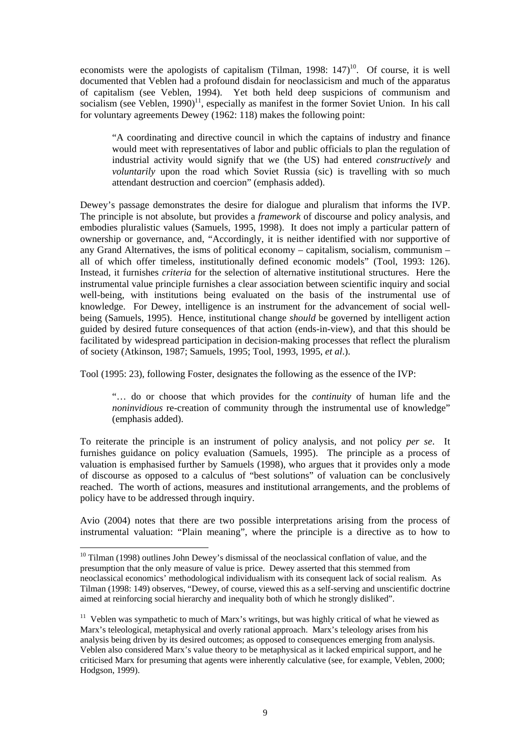economists were the apologists of capitalism (Tilman, 1998: 147)[10]. Of course, it is well documented that Veblen had a profound disdain for neoclassicism and much of the apparatus of capitalism (see Veblen, 1994). Yet both held deep suspicions of communism and socialism (see Veblen, 1990)[11], especially as manifest in the former Soviet Union. In his call for voluntary agreements Dewey (1962: 118) makes the following point:

> "A coordinating and directive council in which the captains of industry and finance would meet with representatives of labor and public officials to plan the regulation of industrial activity would signify that we (the US) had entered *constructively* and *voluntarily* upon the road which Soviet Russia (sic) is travelling with so much attendant destruction and coercion" (emphasis added).

Dewey's passage demonstrates the desire for dialogue and pluralism that informs the IVP. The principle is not absolute, but provides a *framework* of discourse and policy analysis, and embodies pluralistic values (Samuels, 1995, 1998). It does not imply a particular pattern of ownership or governance, and, "Accordingly, it is neither identified with nor supportive of any Grand Alternatives, the isms of political economy – capitalism, socialism, communism – all of which offer timeless, institutionally defined economic models" (Tool, 1993: 126). Instead, it furnishes *criteria* for the selection of alternative institutional structures. Here the instrumental value principle furnishes a clear association between scientific inquiry and social well-being, with institutions being evaluated on the basis of the instrumental use of knowledge. For Dewey, intelligence is an instrument for the advancement of social well-being (Samuels, 1995). Hence, institutional change *should* be governed by intelligent action guided by desired future consequences of that action (ends-in-view), and that this should be facilitated by widespread participation in decision-making processes that reflect the pluralism of society (Atkinson, 1987; Samuels, 1995; Tool, 1993, 1995, *et al*.).

Tool (1995: 23), following Foster, designates the following as the essence of the IVP:

> "… do or choose that which provides for the *continuity* of human life and the *noninvidious* re-creation of community through the instrumental use of knowledge" (emphasis added).

To reiterate the principle is an instrument of policy analysis, and not policy *per se*. It furnishes guidance on policy evaluation (Samuels, 1995). The principle as a process of valuation is emphasised further by Samuels (1998), who argues that it provides only a mode of discourse as opposed to a calculus of "best solutions" of valuation can be conclusively reached. The worth of actions, measures and institutional arrangements, and the problems of policy have to be addressed through inquiry.

Avio (2004) notes that there are two possible interpretations arising from the process of instrumental valuation: "Plain meaning", where the principle is a directive as to how to

---

[10] Tilman (1998) outlines John Dewey's dismissal of the neoclassical conflation of value, and the presumption that the only measure of value is price. Dewey asserted that this stemmed from neoclassical economics' methodological individualism with its consequent lack of social realism. As Tilman (1998: 149) observes, "Dewey, of course, viewed this as a self-serving and unscientific doctrine aimed at reinforcing social hierarchy and inequality both of which he strongly disliked".

[11] Veblen was sympathetic to much of Marx's writings, but was highly critical of what he viewed as Marx's teleological, metaphysical and overly rational approach. Marx's teleology arises from his analysis being driven by its desired outcomes; as opposed to consequences emerging from analysis. Veblen also considered Marx's value theory to be metaphysical as it lacked empirical support, and he criticised Marx for presuming that agents were inherently calculative (see, for example, Veblen, 2000; Hodgson, 1999).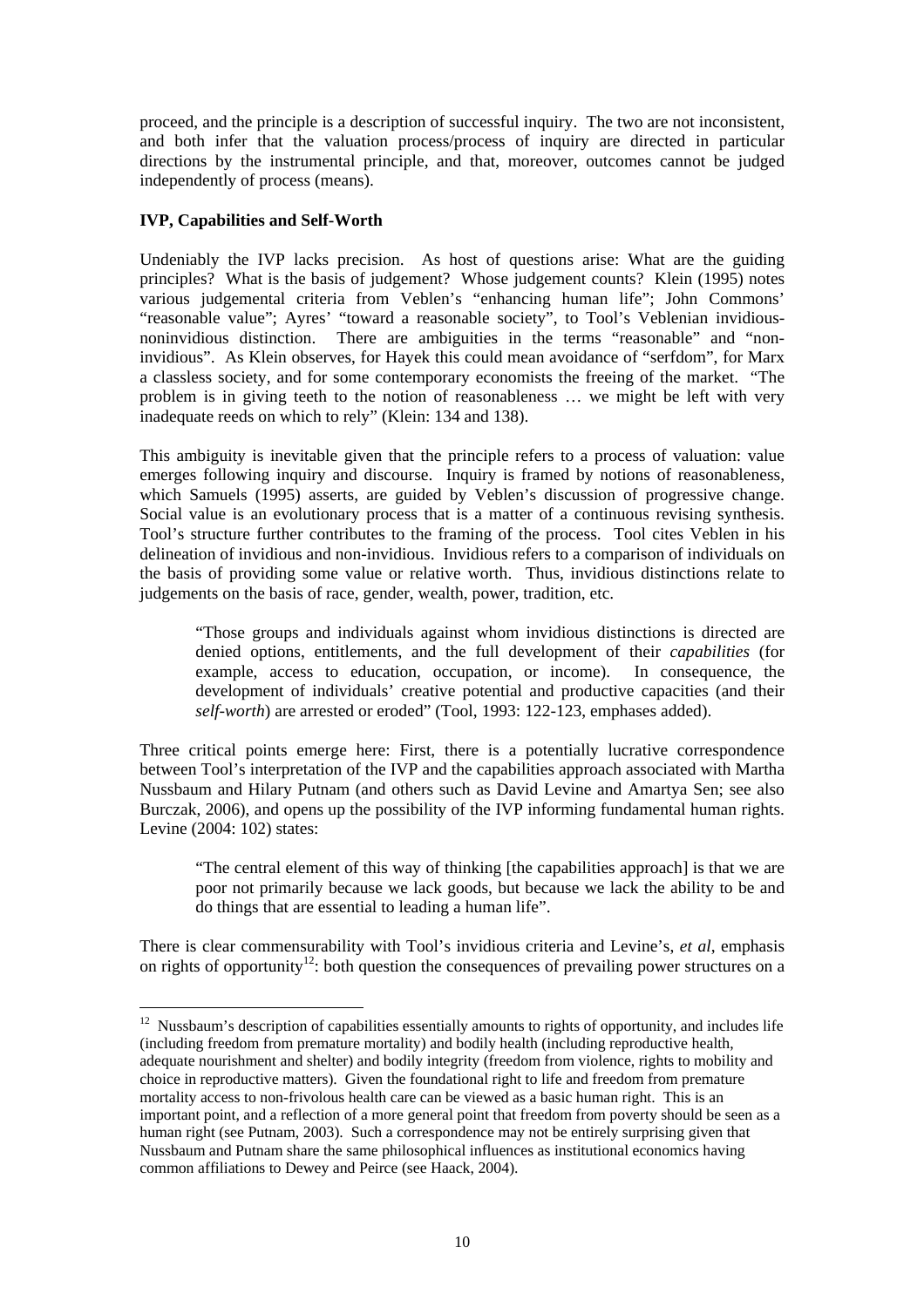proceed, and the principle is a description of successful inquiry. The two are not inconsistent, and both infer that the valuation process/process of inquiry are directed in particular directions by the instrumental principle, and that, moreover, outcomes cannot be judged independently of process (means).

**IVP, Capabilities and Self-Worth**

Undeniably the IVP lacks precision. As host of questions arise: What are the guiding principles? What is the basis of judgement? Whose judgement counts? Klein (1995) notes various judgemental criteria from Veblen's "enhancing human life"; John Commons' "reasonable value"; Ayres' "toward a reasonable society", to Tool's Veblenian invidious-noninvidious distinction. There are ambiguities in the terms "reasonable" and "non-invidious". As Klein observes, for Hayek this could mean avoidance of "serfdom", for Marx a classless society, and for some contemporary economists the freeing of the market. "The problem is in giving teeth to the notion of reasonableness … we might be left with very inadequate reeds on which to rely" (Klein: 134 and 138).

This ambiguity is inevitable given that the principle refers to a process of valuation: value emerges following inquiry and discourse. Inquiry is framed by notions of reasonableness, which Samuels (1995) asserts, are guided by Veblen's discussion of progressive change. Social value is an evolutionary process that is a matter of a continuous revising synthesis. Tool's structure further contributes to the framing of the process. Tool cites Veblen in his delineation of invidious and non-invidious. Invidious refers to a comparison of individuals on the basis of providing some value or relative worth. Thus, invidious distinctions relate to judgements on the basis of race, gender, wealth, power, tradition, etc.

> "Those groups and individuals against whom invidious distinctions is directed are denied options, entitlements, and the full development of their *capabilities* (for example, access to education, occupation, or income). In consequence, the development of individuals' creative potential and productive capacities (and their *self-worth*) are arrested or eroded" (Tool, 1993: 122-123, emphases added).

Three critical points emerge here: First, there is a potentially lucrative correspondence between Tool's interpretation of the IVP and the capabilities approach associated with Martha Nussbaum and Hilary Putnam (and others such as David Levine and Amartya Sen; see also Burczak, 2006), and opens up the possibility of the IVP informing fundamental human rights. Levine (2004: 102) states:

> "The central element of this way of thinking [the capabilities approach] is that we are poor not primarily because we lack goods, but because we lack the ability to be and do things that are essential to leading a human life".

There is clear commensurability with Tool's invidious criteria and Levine's, *et al*, emphasis on rights of opportunity[12]: both question the consequences of prevailing power structures on a

---

[12] Nussbaum's description of capabilities essentially amounts to rights of opportunity, and includes life (including freedom from premature mortality) and bodily health (including reproductive health, adequate nourishment and shelter) and bodily integrity (freedom from violence, rights to mobility and choice in reproductive matters). Given the foundational right to life and freedom from premature mortality access to non-frivolous health care can be viewed as a basic human right. This is an important point, and a reflection of a more general point that freedom from poverty should be seen as a human right (see Putnam, 2003). Such a correspondence may not be entirely surprising given that Nussbaum and Putnam share the same philosophical influences as institutional economics having common affiliations to Dewey and Peirce (see Haack, 2004).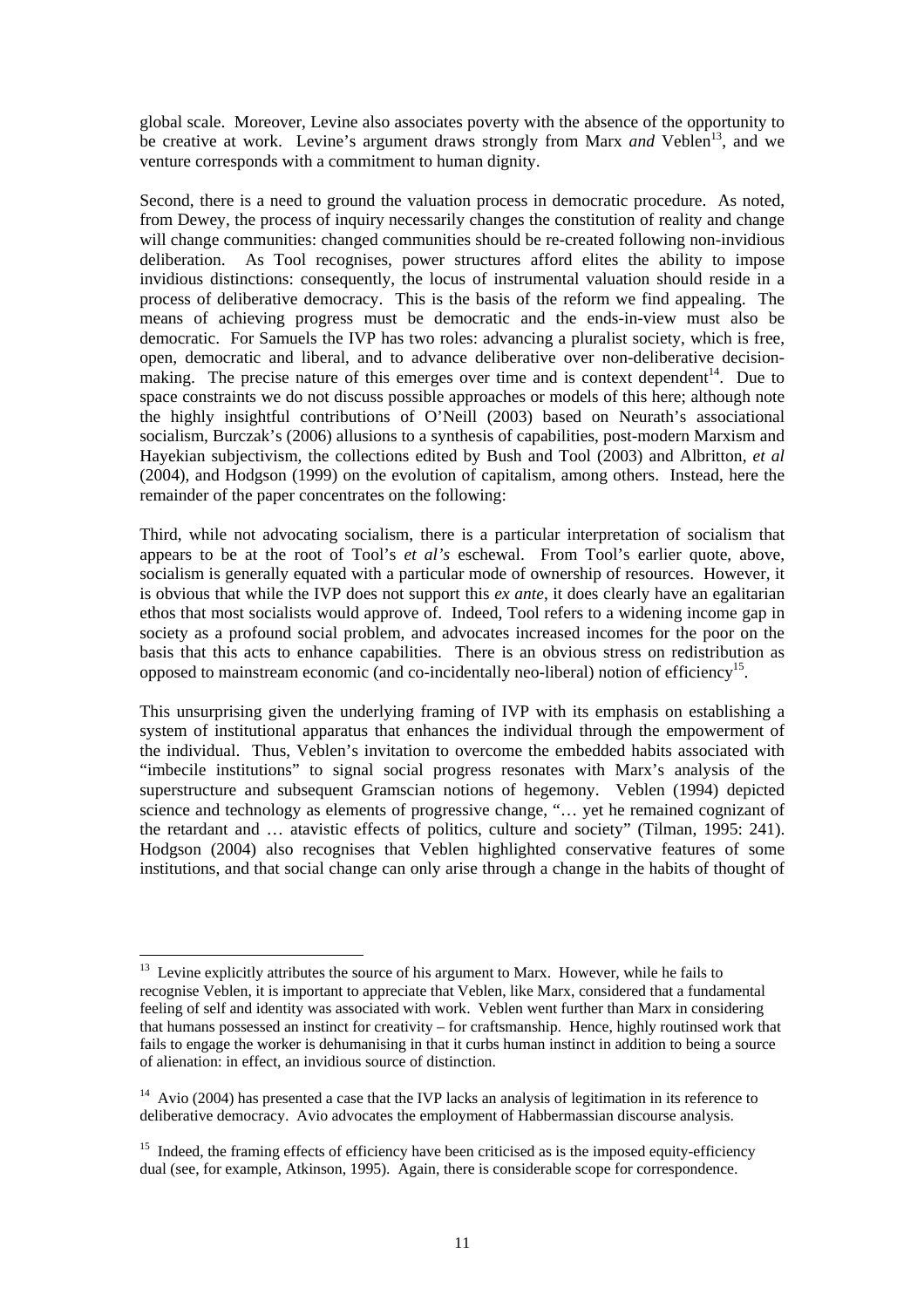global scale. Moreover, Levine also associates poverty with the absence of the opportunity to be creative at work. Levine's argument draws strongly from Marx *and* Veblen[13], and we venture corresponds with a commitment to human dignity.

Second, there is a need to ground the valuation process in democratic procedure. As noted, from Dewey, the process of inquiry necessarily changes the constitution of reality and change will change communities: changed communities should be re-created following non-invidious deliberation. As Tool recognises, power structures afford elites the ability to impose invidious distinctions: consequently, the locus of instrumental valuation should reside in a process of deliberative democracy. This is the basis of the reform we find appealing. The means of achieving progress must be democratic and the ends-in-view must also be democratic. For Samuels the IVP has two roles: advancing a pluralist society, which is free, open, democratic and liberal, and to advance deliberative over non-deliberative decision-making. The precise nature of this emerges over time and is context dependent[14]. Due to space constraints we do not discuss possible approaches or models of this here; although note the highly insightful contributions of O'Neill (2003) based on Neurath's associational socialism, Burczak's (2006) allusions to a synthesis of capabilities, post-modern Marxism and Hayekian subjectivism, the collections edited by Bush and Tool (2003) and Albritton, *et al* (2004), and Hodgson (1999) on the evolution of capitalism, among others. Instead, here the remainder of the paper concentrates on the following:

Third, while not advocating socialism, there is a particular interpretation of socialism that appears to be at the root of Tool's *et al's* eschewal. From Tool's earlier quote, above, socialism is generally equated with a particular mode of ownership of resources. However, it is obvious that while the IVP does not support this *ex ante*, it does clearly have an egalitarian ethos that most socialists would approve of. Indeed, Tool refers to a widening income gap in society as a profound social problem, and advocates increased incomes for the poor on the basis that this acts to enhance capabilities. There is an obvious stress on redistribution as opposed to mainstream economic (and co-incidentally neo-liberal) notion of efficiency[15].

This unsurprising given the underlying framing of IVP with its emphasis on establishing a system of institutional apparatus that enhances the individual through the empowerment of the individual. Thus, Veblen's invitation to overcome the embedded habits associated with "imbecile institutions" to signal social progress resonates with Marx's analysis of the superstructure and subsequent Gramscian notions of hegemony. Veblen (1994) depicted science and technology as elements of progressive change, "… yet he remained cognizant of the retardant and … atavistic effects of politics, culture and society" (Tilman, 1995: 241). Hodgson (2004) also recognises that Veblen highlighted conservative features of some institutions, and that social change can only arise through a change in the habits of thought of

---

[13] Levine explicitly attributes the source of his argument to Marx. However, while he fails to recognise Veblen, it is important to appreciate that Veblen, like Marx, considered that a fundamental feeling of self and identity was associated with work. Veblen went further than Marx in considering that humans possessed an instinct for creativity – for craftsmanship. Hence, highly routinsed work that fails to engage the worker is dehumanising in that it curbs human instinct in addition to being a source of alienation: in effect, an invidious source of distinction.

[14] Avio (2004) has presented a case that the IVP lacks an analysis of legitimation in its reference to deliberative democracy. Avio advocates the employment of Habbermassian discourse analysis.

[15] Indeed, the framing effects of efficiency have been criticised as is the imposed equity-efficiency dual (see, for example, Atkinson, 1995). Again, there is considerable scope for correspondence.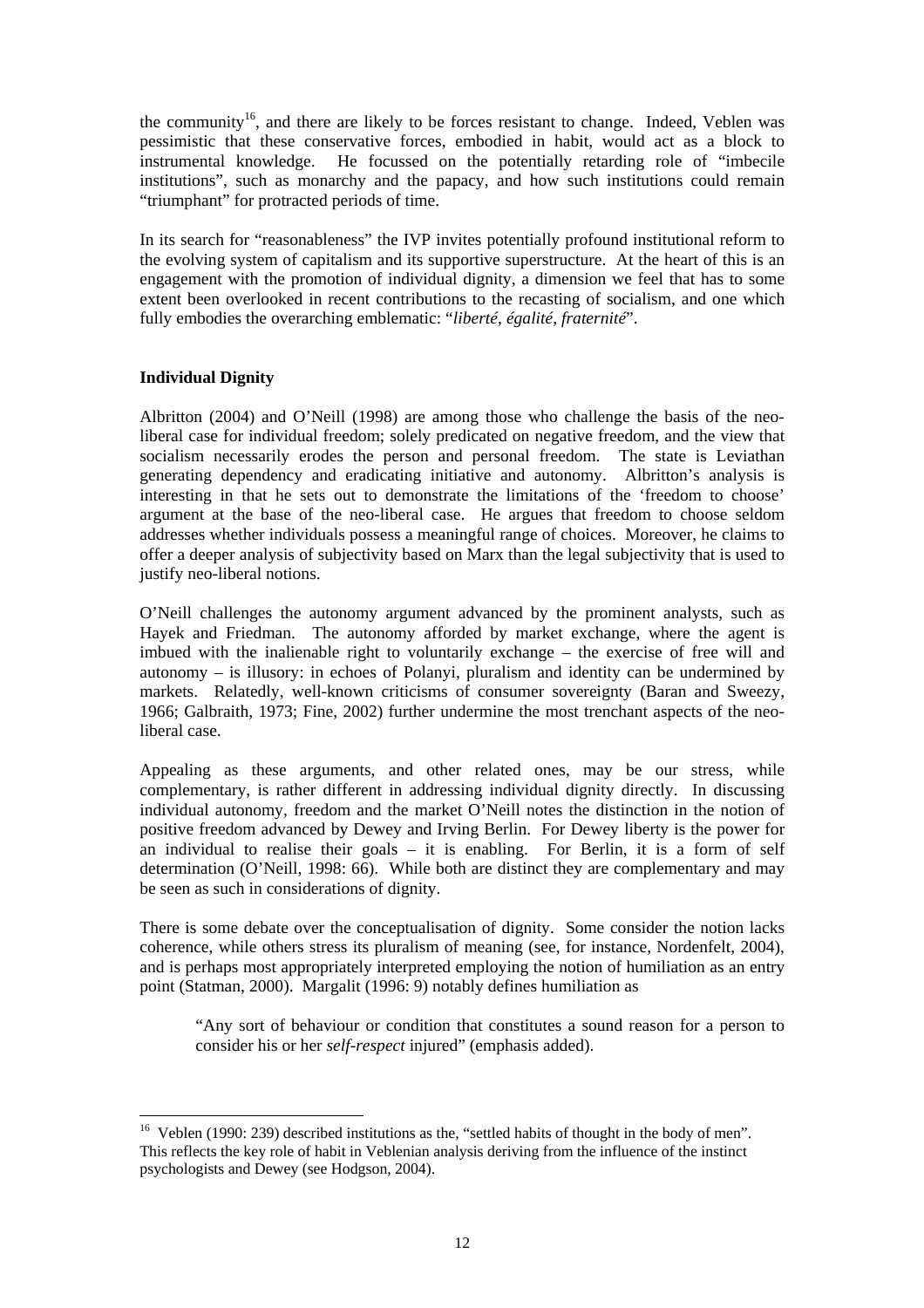the community[16], and there are likely to be forces resistant to change. Indeed, Veblen was pessimistic that these conservative forces, embodied in habit, would act as a block to instrumental knowledge. He focussed on the potentially retarding role of "imbecile institutions", such as monarchy and the papacy, and how such institutions could remain "triumphant" for protracted periods of time.

In its search for "reasonableness" the IVP invites potentially profound institutional reform to the evolving system of capitalism and its supportive superstructure. At the heart of this is an engagement with the promotion of individual dignity, a dimension we feel that has to some extent been overlooked in recent contributions to the recasting of socialism, and one which fully embodies the overarching emblematic: "*liberté, égalité, fraternité*".

## Individual Dignity

Albritton (2004) and O'Neill (1998) are among those who challenge the basis of the neo-liberal case for individual freedom; solely predicated on negative freedom, and the view that socialism necessarily erodes the person and personal freedom. The state is Leviathan generating dependency and eradicating initiative and autonomy. Albritton's analysis is interesting in that he sets out to demonstrate the limitations of the 'freedom to choose' argument at the base of the neo-liberal case. He argues that freedom to choose seldom addresses whether individuals possess a meaningful range of choices. Moreover, he claims to offer a deeper analysis of subjectivity based on Marx than the legal subjectivity that is used to justify neo-liberal notions.

O'Neill challenges the autonomy argument advanced by the prominent analysts, such as Hayek and Friedman. The autonomy afforded by market exchange, where the agent is imbued with the inalienable right to voluntarily exchange – the exercise of free will and autonomy – is illusory: in echoes of Polanyi, pluralism and identity can be undermined by markets. Relatedly, well-known criticisms of consumer sovereignty (Baran and Sweezy, 1966; Galbraith, 1973; Fine, 2002) further undermine the most trenchant aspects of the neo-liberal case.

Appealing as these arguments, and other related ones, may be our stress, while complementary, is rather different in addressing individual dignity directly. In discussing individual autonomy, freedom and the market O'Neill notes the distinction in the notion of positive freedom advanced by Dewey and Irving Berlin. For Dewey liberty is the power for an individual to realise their goals – it is enabling. For Berlin, it is a form of self determination (O'Neill, 1998: 66). While both are distinct they are complementary and may be seen as such in considerations of dignity.

There is some debate over the conceptualisation of dignity. Some consider the notion lacks coherence, while others stress its pluralism of meaning (see, for instance, Nordenfelt, 2004), and is perhaps most appropriately interpreted employing the notion of humiliation as an entry point (Statman, 2000). Margalit (1996: 9) notably defines humiliation as

> "Any sort of behaviour or condition that constitutes a sound reason for a person to consider his or her *self-respect* injured" (emphasis added).

[16] Veblen (1990: 239) described institutions as the, "settled habits of thought in the body of men". This reflects the key role of habit in Veblenian analysis deriving from the influence of the instinct psychologists and Dewey (see Hodgson, 2004).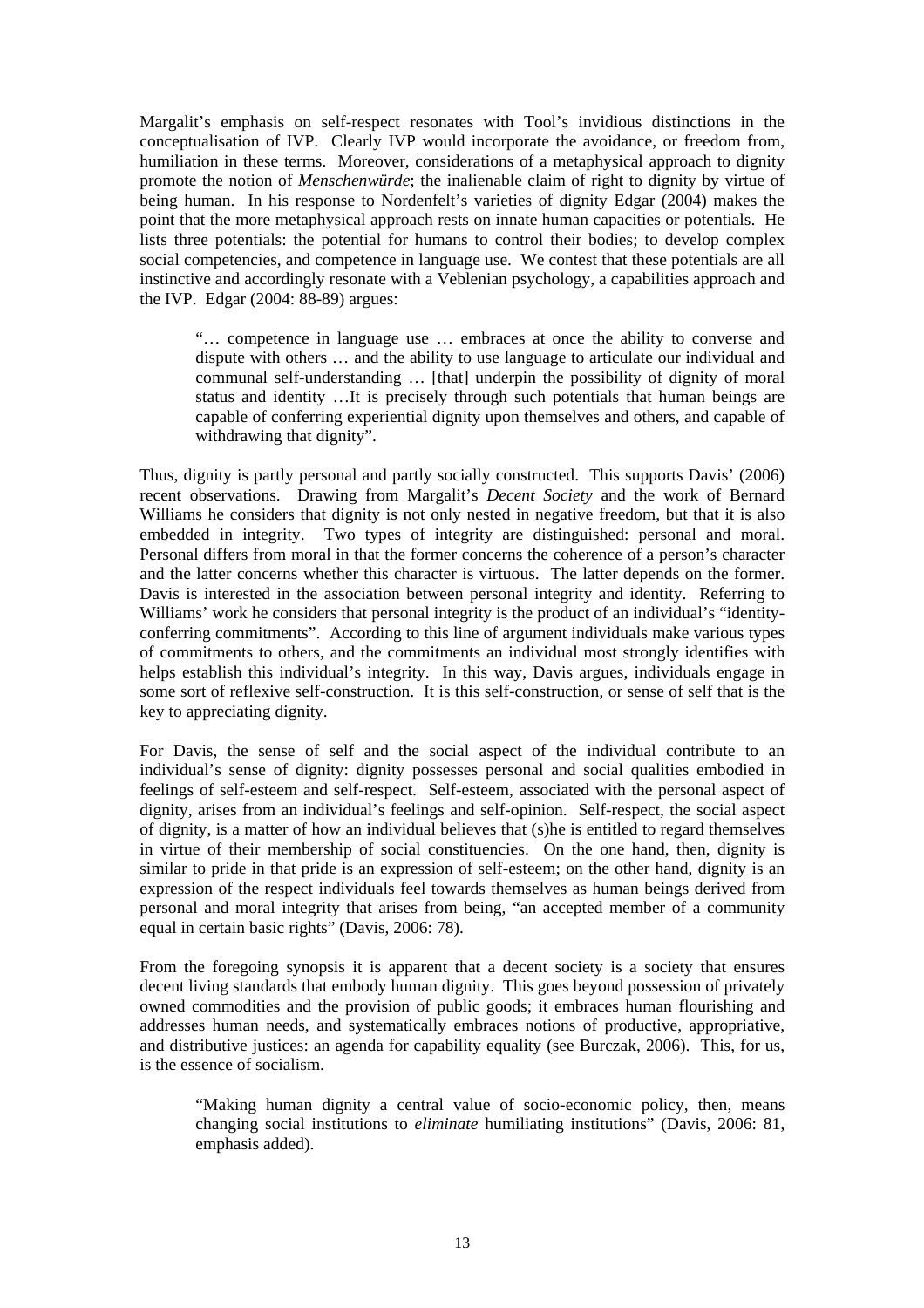Margalit's emphasis on self-respect resonates with Tool's invidious distinctions in the conceptualisation of IVP. Clearly IVP would incorporate the avoidance, or freedom from, humiliation in these terms. Moreover, considerations of a metaphysical approach to dignity promote the notion of *Menschenwürde*; the inalienable claim of right to dignity by virtue of being human. In his response to Nordenfelt's varieties of dignity Edgar (2004) makes the point that the more metaphysical approach rests on innate human capacities or potentials. He lists three potentials: the potential for humans to control their bodies; to develop complex social competencies, and competence in language use. We contest that these potentials are all instinctive and accordingly resonate with a Veblenian psychology, a capabilities approach and the IVP. Edgar (2004: 88-89) argues:

> "… competence in language use … embraces at once the ability to converse and dispute with others … and the ability to use language to articulate our individual and communal self-understanding … [that] underpin the possibility of dignity of moral status and identity …It is precisely through such potentials that human beings are capable of conferring experiential dignity upon themselves and others, and capable of withdrawing that dignity".

Thus, dignity is partly personal and partly socially constructed. This supports Davis' (2006) recent observations. Drawing from Margalit's *Decent Society* and the work of Bernard Williams he considers that dignity is not only nested in negative freedom, but that it is also embedded in integrity. Two types of integrity are distinguished: personal and moral. Personal differs from moral in that the former concerns the coherence of a person's character and the latter concerns whether this character is virtuous. The latter depends on the former. Davis is interested in the association between personal integrity and identity. Referring to Williams' work he considers that personal integrity is the product of an individual's "identity-conferring commitments". According to this line of argument individuals make various types of commitments to others, and the commitments an individual most strongly identifies with helps establish this individual's integrity. In this way, Davis argues, individuals engage in some sort of reflexive self-construction. It is this self-construction, or sense of self that is the key to appreciating dignity.

For Davis, the sense of self and the social aspect of the individual contribute to an individual's sense of dignity: dignity possesses personal and social qualities embodied in feelings of self-esteem and self-respect. Self-esteem, associated with the personal aspect of dignity, arises from an individual's feelings and self-opinion. Self-respect, the social aspect of dignity, is a matter of how an individual believes that (s)he is entitled to regard themselves in virtue of their membership of social constituencies. On the one hand, then, dignity is similar to pride in that pride is an expression of self-esteem; on the other hand, dignity is an expression of the respect individuals feel towards themselves as human beings derived from personal and moral integrity that arises from being, "an accepted member of a community equal in certain basic rights" (Davis, 2006: 78).

From the foregoing synopsis it is apparent that a decent society is a society that ensures decent living standards that embody human dignity. This goes beyond possession of privately owned commodities and the provision of public goods; it embraces human flourishing and addresses human needs, and systematically embraces notions of productive, appropriative, and distributive justices: an agenda for capability equality (see Burczak, 2006). This, for us, is the essence of socialism.

> "Making human dignity a central value of socio-economic policy, then, means changing social institutions to *eliminate* humiliating institutions" (Davis, 2006: 81, emphasis added).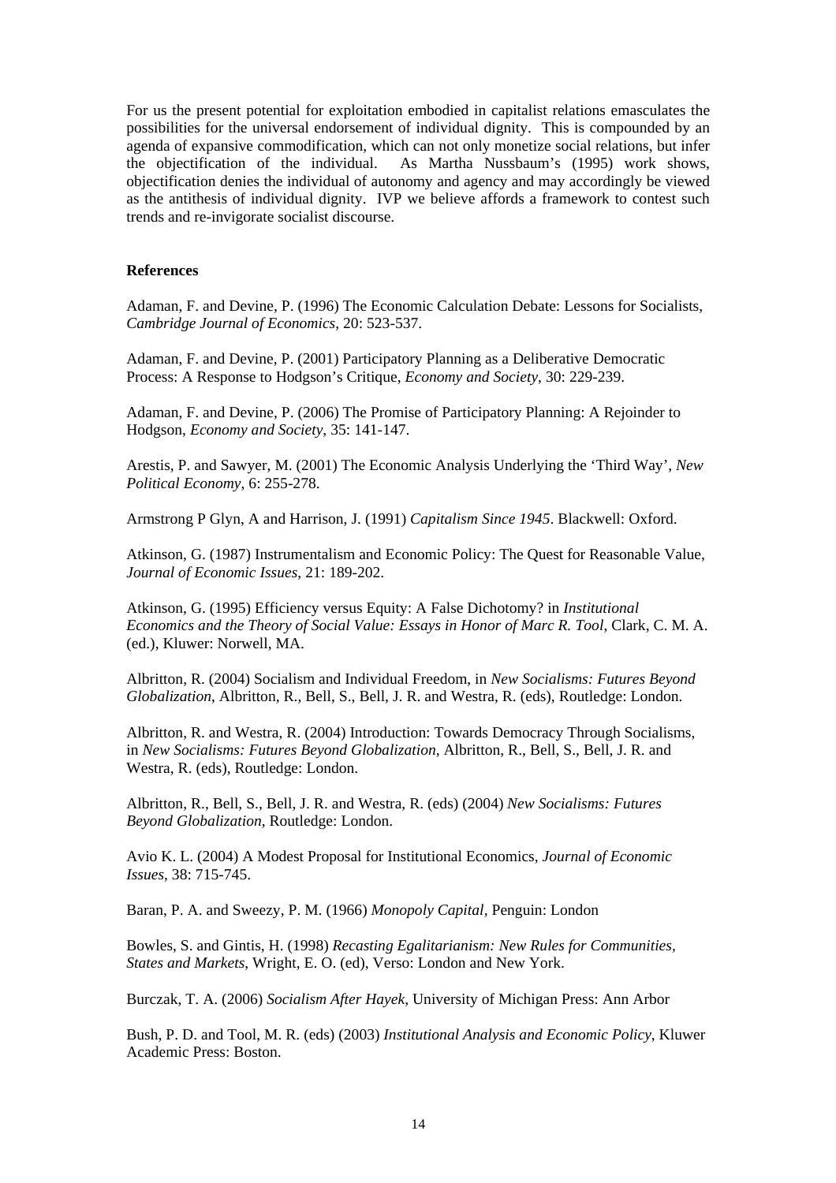For us the present potential for exploitation embodied in capitalist relations emasculates the possibilities for the universal endorsement of individual dignity. This is compounded by an agenda of expansive commodification, which can not only monetize social relations, but infer the objectification of the individual. As Martha Nussbaum's (1995) work shows, objectification denies the individual of autonomy and agency and may accordingly be viewed as the antithesis of individual dignity. IVP we believe affords a framework to contest such trends and re-invigorate socialist discourse.

**References**

Adaman, F. and Devine, P. (1996) The Economic Calculation Debate: Lessons for Socialists, *Cambridge Journal of Economics*, 20: 523-537.

Adaman, F. and Devine, P. (2001) Participatory Planning as a Deliberative Democratic Process: A Response to Hodgson's Critique, *Economy and Society*, 30: 229-239.

Adaman, F. and Devine, P. (2006) The Promise of Participatory Planning: A Rejoinder to Hodgson, *Economy and Society*, 35: 141-147.

Arestis, P. and Sawyer, M. (2001) The Economic Analysis Underlying the 'Third Way', *New Political Economy*, 6: 255-278.

Armstrong P Glyn, A and Harrison, J. (1991) *Capitalism Since 1945*. Blackwell: Oxford.

Atkinson, G. (1987) Instrumentalism and Economic Policy: The Quest for Reasonable Value, *Journal of Economic Issues*, 21: 189-202.

Atkinson, G. (1995) Efficiency versus Equity: A False Dichotomy? in *Institutional Economics and the Theory of Social Value: Essays in Honor of Marc R. Tool*, Clark, C. M. A. (ed.), Kluwer: Norwell, MA.

Albritton, R. (2004) Socialism and Individual Freedom, in *New Socialisms: Futures Beyond Globalization*, Albritton, R., Bell, S., Bell, J. R. and Westra, R. (eds), Routledge: London.

Albritton, R. and Westra, R. (2004) Introduction: Towards Democracy Through Socialisms, in *New Socialisms: Futures Beyond Globalization*, Albritton, R., Bell, S., Bell, J. R. and Westra, R. (eds), Routledge: London.

Albritton, R., Bell, S., Bell, J. R. and Westra, R. (eds) (2004) *New Socialisms: Futures Beyond Globalization*, Routledge: London.

Avio K. L. (2004) A Modest Proposal for Institutional Economics, *Journal of Economic Issues*, 38: 715-745.

Baran, P. A. and Sweezy, P. M. (1966) *Monopoly Capital*, Penguin: London

Bowles, S. and Gintis, H. (1998) *Recasting Egalitarianism: New Rules for Communities, States and Markets*, Wright, E. O. (ed), Verso: London and New York.

Burczak, T. A. (2006) *Socialism After Hayek*, University of Michigan Press: Ann Arbor

Bush, P. D. and Tool, M. R. (eds) (2003) *Institutional Analysis and Economic Policy*, Kluwer Academic Press: Boston.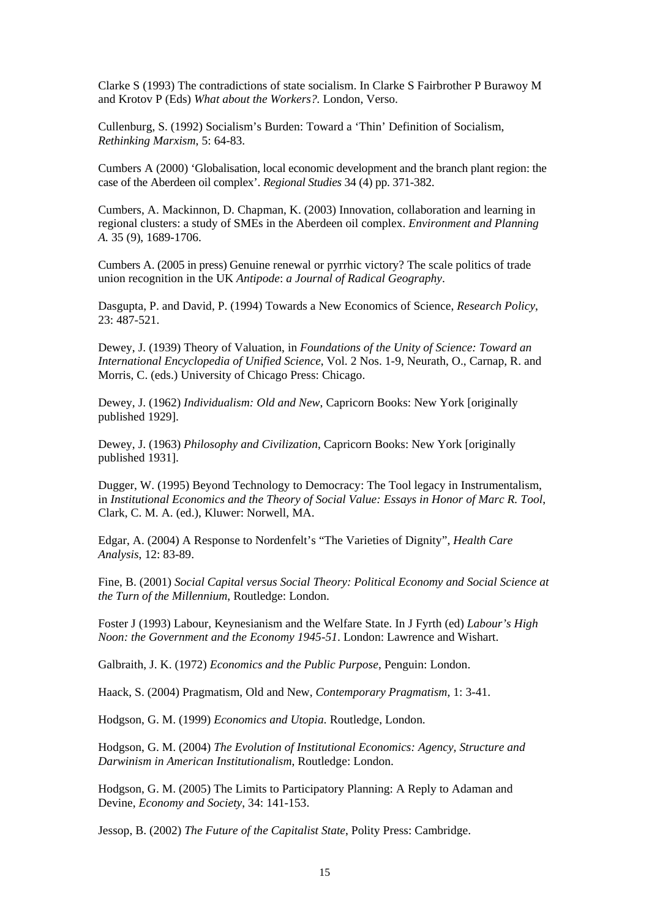Clarke S (1993) The contradictions of state socialism. In Clarke S Fairbrother P Burawoy M and Krotov P (Eds) *What about the Workers?.* London, Verso.

Cullenburg, S. (1992) Socialism's Burden: Toward a 'Thin' Definition of Socialism, *Rethinking Marxism*, 5: 64-83.

Cumbers A (2000) 'Globalisation, local economic development and the branch plant region: the case of the Aberdeen oil complex'. *Regional Studies* 34 (4) pp. 371-382.

Cumbers, A. Mackinnon, D. Chapman, K. (2003) Innovation, collaboration and learning in regional clusters: a study of SMEs in the Aberdeen oil complex. *Environment and Planning A.* 35 (9), 1689-1706.

Cumbers A. (2005 in press) Genuine renewal or pyrrhic victory? The scale politics of trade union recognition in the UK *Antipode*: *a Journal of Radical Geography*.

Dasgupta, P. and David, P. (1994) Towards a New Economics of Science, *Research Policy*, 23: 487-521.

Dewey, J. (1939) Theory of Valuation, in *Foundations of the Unity of Science: Toward an International Encyclopedia of Unified Science*, Vol. 2 Nos. 1-9, Neurath, O., Carnap, R. and Morris, C. (eds.) University of Chicago Press: Chicago.

Dewey, J. (1962) *Individualism: Old and New*, Capricorn Books: New York [originally published 1929].

Dewey, J. (1963) *Philosophy and Civilization*, Capricorn Books: New York [originally published 1931].

Dugger, W. (1995) Beyond Technology to Democracy: The Tool legacy in Instrumentalism, in *Institutional Economics and the Theory of Social Value: Essays in Honor of Marc R. Tool*, Clark, C. M. A. (ed.), Kluwer: Norwell, MA.

Edgar, A. (2004) A Response to Nordenfelt's "The Varieties of Dignity", *Health Care Analysis*, 12: 83-89.

Fine, B. (2001) *Social Capital versus Social Theory: Political Economy and Social Science at the Turn of the Millennium*, Routledge: London.

Foster J (1993) Labour, Keynesianism and the Welfare State. In J Fyrth (ed) *Labour's High Noon: the Government and the Economy 1945-51*. London: Lawrence and Wishart.

Galbraith, J. K. (1972) *Economics and the Public Purpose*, Penguin: London.

Haack, S. (2004) Pragmatism, Old and New, *Contemporary Pragmatism*, 1: 3-41.

Hodgson, G. M. (1999) *Economics and Utopia.* Routledge, London.

Hodgson, G. M. (2004) *The Evolution of Institutional Economics: Agency, Structure and Darwinism in American Institutionalism*, Routledge: London.

Hodgson, G. M. (2005) The Limits to Participatory Planning: A Reply to Adaman and Devine, *Economy and Society*, 34: 141-153.

Jessop, B. (2002) *The Future of the Capitalist State*, Polity Press: Cambridge.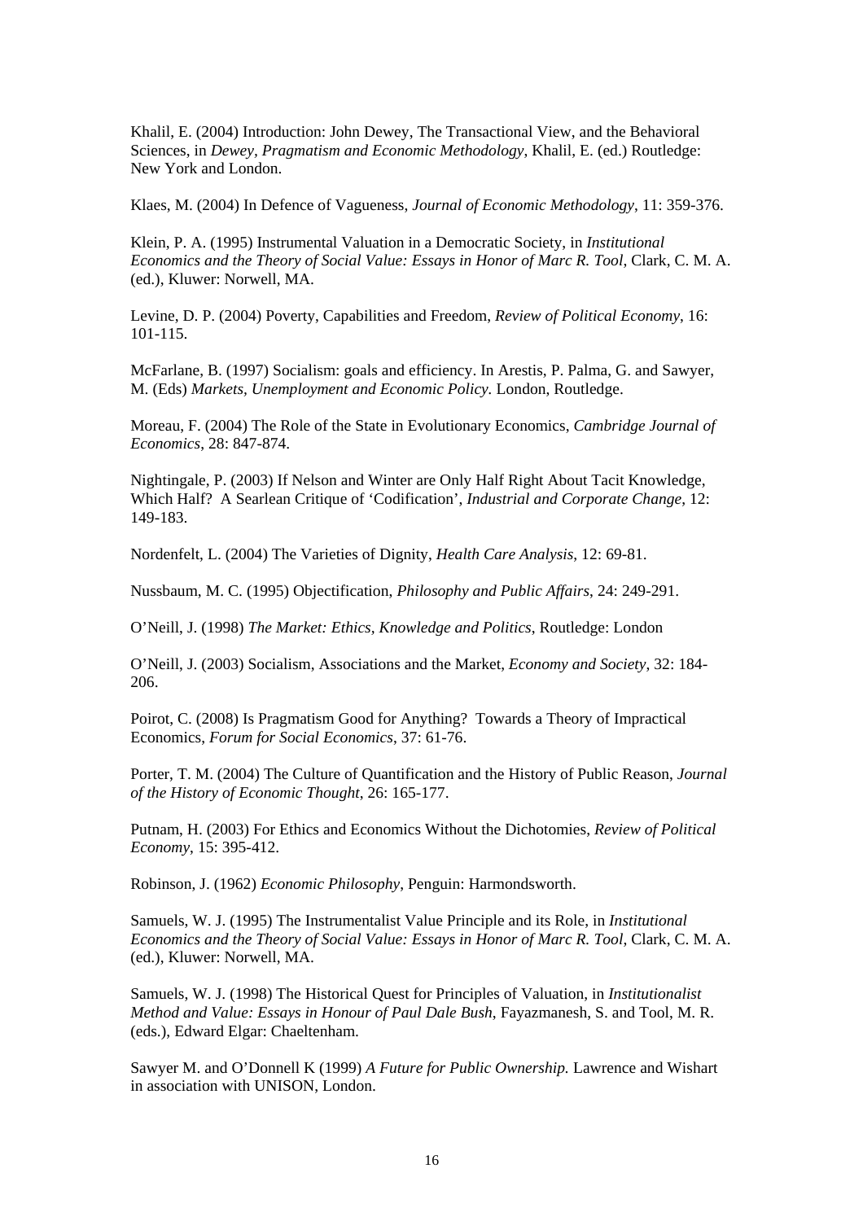Khalil, E. (2004) Introduction: John Dewey, The Transactional View, and the Behavioral Sciences, in *Dewey, Pragmatism and Economic Methodology*, Khalil, E. (ed.) Routledge: New York and London.

Klaes, M. (2004) In Defence of Vagueness, *Journal of Economic Methodology*, 11: 359-376.

Klein, P. A. (1995) Instrumental Valuation in a Democratic Society, in *Institutional Economics and the Theory of Social Value: Essays in Honor of Marc R. Tool*, Clark, C. M. A. (ed.), Kluwer: Norwell, MA.

Levine, D. P. (2004) Poverty, Capabilities and Freedom, *Review of Political Economy*, 16: 101-115.

McFarlane, B. (1997) Socialism: goals and efficiency. In Arestis, P. Palma, G. and Sawyer, M. (Eds) *Markets, Unemployment and Economic Policy.* London, Routledge.

Moreau, F. (2004) The Role of the State in Evolutionary Economics, *Cambridge Journal of Economics*, 28: 847-874.

Nightingale, P. (2003) If Nelson and Winter are Only Half Right About Tacit Knowledge, Which Half? A Searlean Critique of 'Codification', *Industrial and Corporate Change*, 12: 149-183.

Nordenfelt, L. (2004) The Varieties of Dignity, *Health Care Analysis*, 12: 69-81.

Nussbaum, M. C. (1995) Objectification, *Philosophy and Public Affairs*, 24: 249-291.

O'Neill, J. (1998) *The Market: Ethics, Knowledge and Politics*, Routledge: London

O'Neill, J. (2003) Socialism, Associations and the Market, *Economy and Society*, 32: 184-206.

Poirot, C. (2008) Is Pragmatism Good for Anything? Towards a Theory of Impractical Economics, *Forum for Social Economics*, 37: 61-76.

Porter, T. M. (2004) The Culture of Quantification and the History of Public Reason, *Journal of the History of Economic Thought*, 26: 165-177.

Putnam, H. (2003) For Ethics and Economics Without the Dichotomies, *Review of Political Economy*, 15: 395-412.

Robinson, J. (1962) *Economic Philosophy*, Penguin: Harmondsworth.

Samuels, W. J. (1995) The Instrumentalist Value Principle and its Role, in *Institutional Economics and the Theory of Social Value: Essays in Honor of Marc R. Tool*, Clark, C. M. A. (ed.), Kluwer: Norwell, MA.

Samuels, W. J. (1998) The Historical Quest for Principles of Valuation, in *Institutionalist Method and Value: Essays in Honour of Paul Dale Bush*, Fayazmanesh, S. and Tool, M. R. (eds.), Edward Elgar: Chaeltenham.

Sawyer M. and O'Donnell K (1999) *A Future for Public Ownership.* Lawrence and Wishart in association with UNISON, London.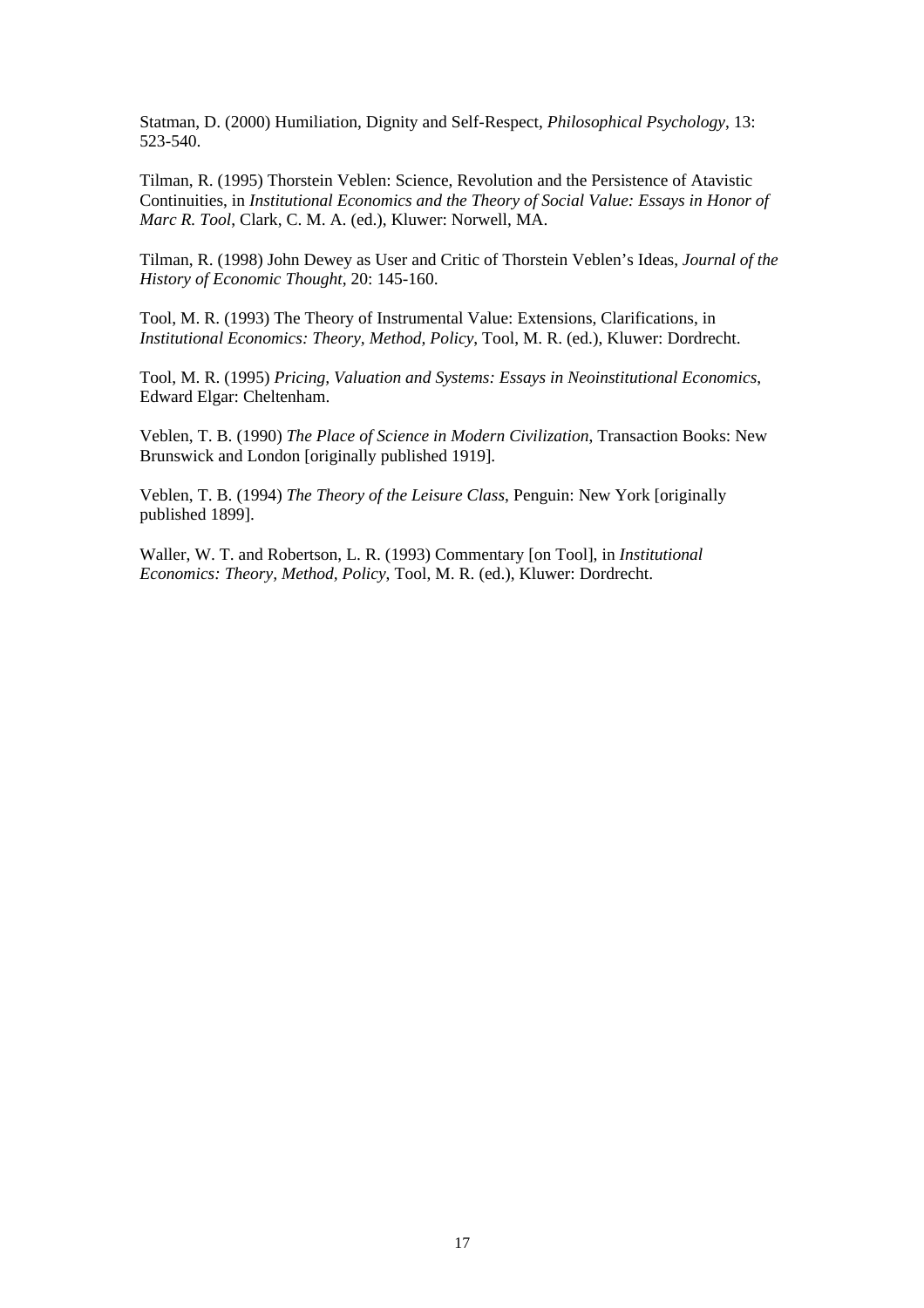Statman, D. (2000) Humiliation, Dignity and Self-Respect, *Philosophical Psychology*, 13: 523-540.

Tilman, R. (1995) Thorstein Veblen: Science, Revolution and the Persistence of Atavistic Continuities, in *Institutional Economics and the Theory of Social Value: Essays in Honor of Marc R. Tool*, Clark, C. M. A. (ed.), Kluwer: Norwell, MA.

Tilman, R. (1998) John Dewey as User and Critic of Thorstein Veblen's Ideas, *Journal of the History of Economic Thought*, 20: 145-160.

Tool, M. R. (1993) The Theory of Instrumental Value: Extensions, Clarifications, in *Institutional Economics: Theory, Method, Policy*, Tool, M. R. (ed.), Kluwer: Dordrecht.

Tool, M. R. (1995) *Pricing, Valuation and Systems: Essays in Neoinstitutional Economics*, Edward Elgar: Cheltenham.

Veblen, T. B. (1990) *The Place of Science in Modern Civilization*, Transaction Books: New Brunswick and London [originally published 1919].

Veblen, T. B. (1994) *The Theory of the Leisure Class*, Penguin: New York [originally published 1899].

Waller, W. T. and Robertson, L. R. (1993) Commentary [on Tool], in *Institutional Economics: Theory, Method, Policy*, Tool, M. R. (ed.), Kluwer: Dordrecht.